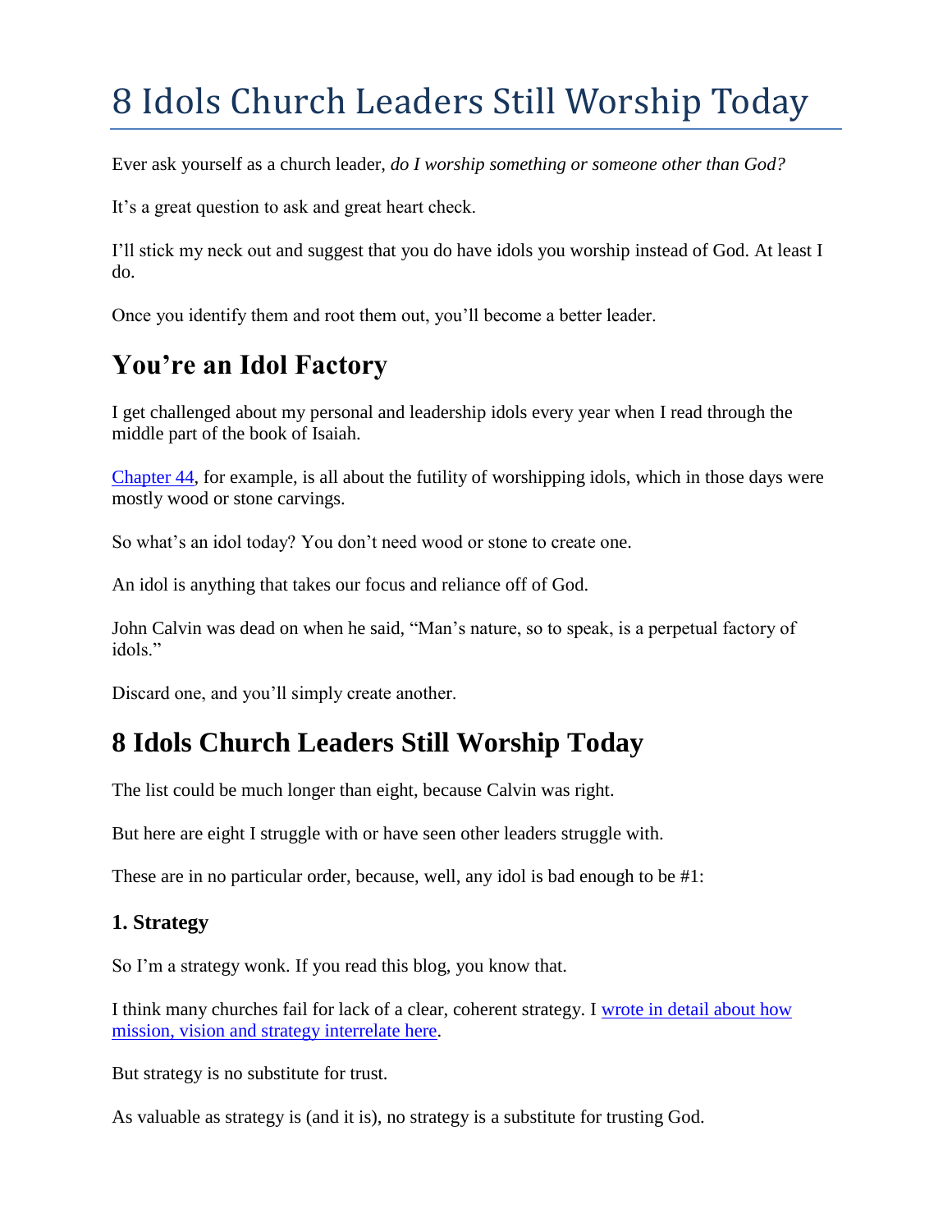# 8 Idols Church Leaders Still Worship Today

Ever ask yourself as a church leader, *do I worship something or someone other than God?*

It's a great question to ask and great heart check.

I'll stick my neck out and suggest that you do have idols you worship instead of God. At least I do.

Once you identify them and root them out, you'll become a better leader.

## You're an Idol Factory

I get challenged about my personal and leadership idols every year when I read through the middle part of the book of Isaiah.

Chapter 44, for example, is all about the futility of worshipping idols, which in those days were mostly wood or stone carvings.

So what's an idol today? You don't need wood or stone to create one.

An idol is anything that takes our focus and reliance off of God.

John Calvin was dead on when he said, "Man's nature, so to speak, is a perpetual factory of idols."

Discard one, and you'll simply create another.

## 8 Idols Church Leaders Still Worship Today

The list could be much longer than eight, because Calvin was right.

But here are eight I struggle with or have seen other leaders struggle with.

These are in no particular order, because, well, any idol is bad enough to be #1:

### 1. Strategy

So I'm a strategy wonk. If you read this blog, you know that.

I think many churches fail for lack of a clear, coherent strategy. I wrote in detail about how mission, vision and strategy interrelate here.

But strategy is no substitute for trust.

As valuable as strategy is (and it is), no strategy is a substitute for trusting God.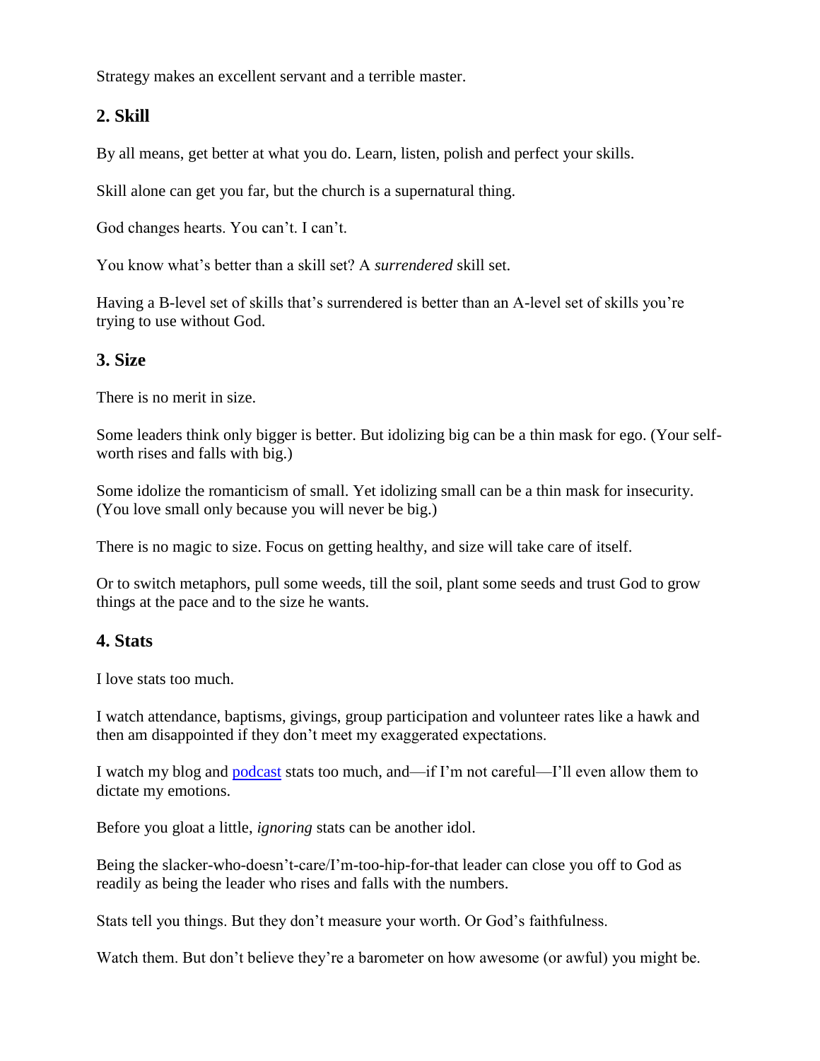Strategy makes an excellent servant and a terrible master.

## 2. Skill

By all means, get better at what you do. Learn, listen, polish and perfect your skills.

Skill alone can get you far, but the church is a supernatural thing.

God changes hearts. You can't. I can't.

You know what's better than a skill set? A *surrendered* skill set.

Having a B-level set of skills that's surrendered is better than an A-level set of skills you're trying to use without God.

## 3. Size

There is no merit in size.

Some leaders think only bigger is better. But idolizing big can be a thin mask for ego. (Your self-worth rises and falls with big.)

Some idolize the romanticism of small. Yet idolizing small can be a thin mask for insecurity. (You love small only because you will never be big.)

There is no magic to size. Focus on getting healthy, and size will take care of itself.

Or to switch metaphors, pull some weeds, till the soil, plant some seeds and trust God to grow things at the pace and to the size he wants.

## 4. Stats

I love stats too much.

I watch attendance, baptisms, givings, group participation and volunteer rates like a hawk and then am disappointed if they don't meet my exaggerated expectations.

I watch my blog and podcast stats too much, and—if I'm not careful—I'll even allow them to dictate my emotions.

Before you gloat a little, *ignoring* stats can be another idol.

Being the slacker-who-doesn't-care/I'm-too-hip-for-that leader can close you off to God as readily as being the leader who rises and falls with the numbers.

Stats tell you things. But they don't measure your worth. Or God's faithfulness.

Watch them. But don't believe they're a barometer on how awesome (or awful) you might be.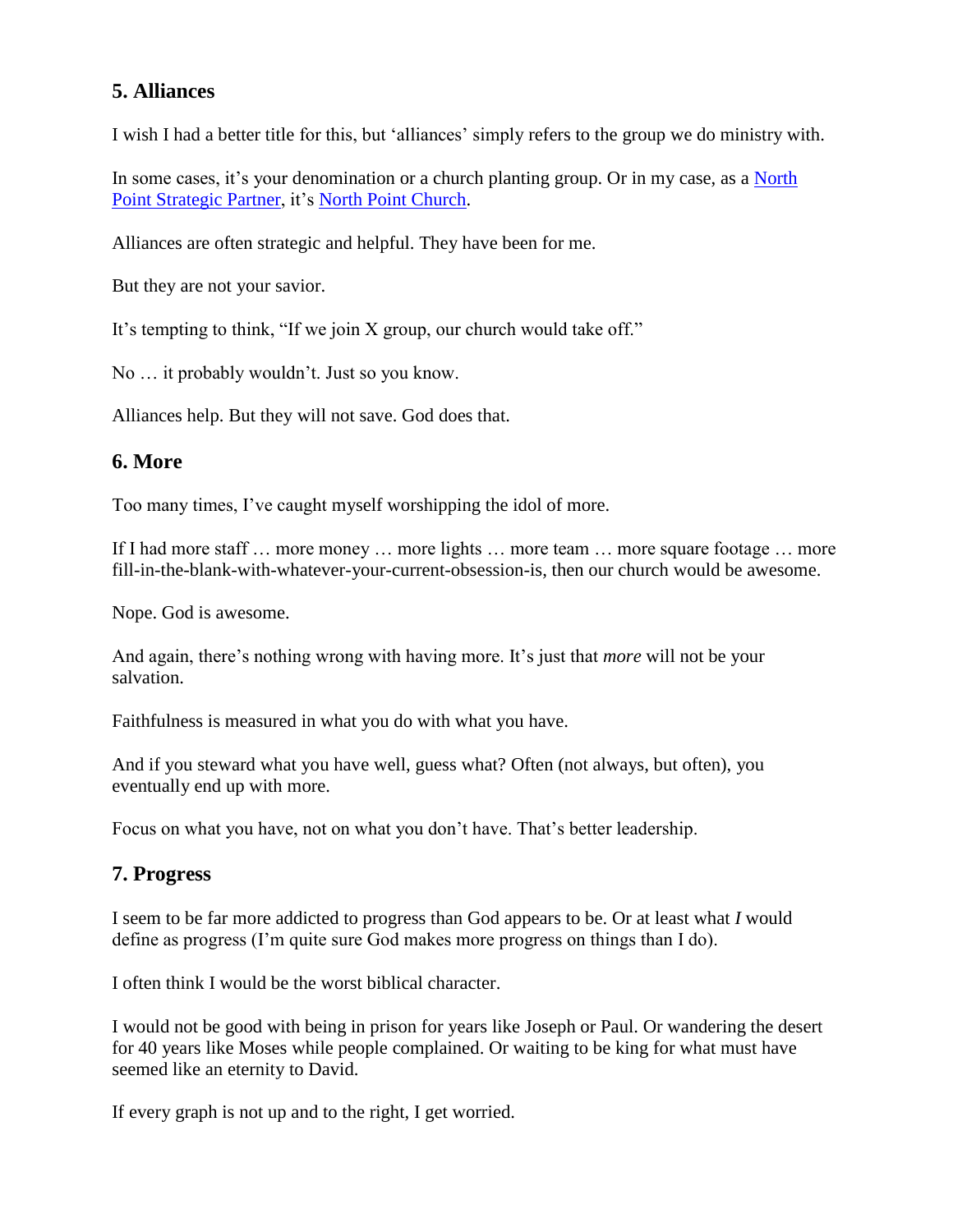## 5. Alliances

I wish I had a better title for this, but 'alliances' simply refers to the group we do ministry with.

In some cases, it's your denomination or a church planting group. Or in my case, as a North Point Strategic Partner, it's North Point Church.

Alliances are often strategic and helpful. They have been for me.

But they are not your savior.

It's tempting to think, "If we join X group, our church would take off."

No … it probably wouldn't. Just so you know.

Alliances help. But they will not save. God does that.

## 6. More

Too many times, I've caught myself worshipping the idol of more.

If I had more staff … more money … more lights … more team … more square footage … more fill-in-the-blank-with-whatever-your-current-obsession-is, then our church would be awesome.

Nope. God is awesome.

And again, there's nothing wrong with having more. It's just that *more* will not be your salvation.

Faithfulness is measured in what you do with what you have.

And if you steward what you have well, guess what? Often (not always, but often), you eventually end up with more.

Focus on what you have, not on what you don't have. That's better leadership.

## 7. Progress

I seem to be far more addicted to progress than God appears to be. Or at least what *I* would define as progress (I'm quite sure God makes more progress on things than I do).

I often think I would be the worst biblical character.

I would not be good with being in prison for years like Joseph or Paul. Or wandering the desert for 40 years like Moses while people complained. Or waiting to be king for what must have seemed like an eternity to David.

If every graph is not up and to the right, I get worried.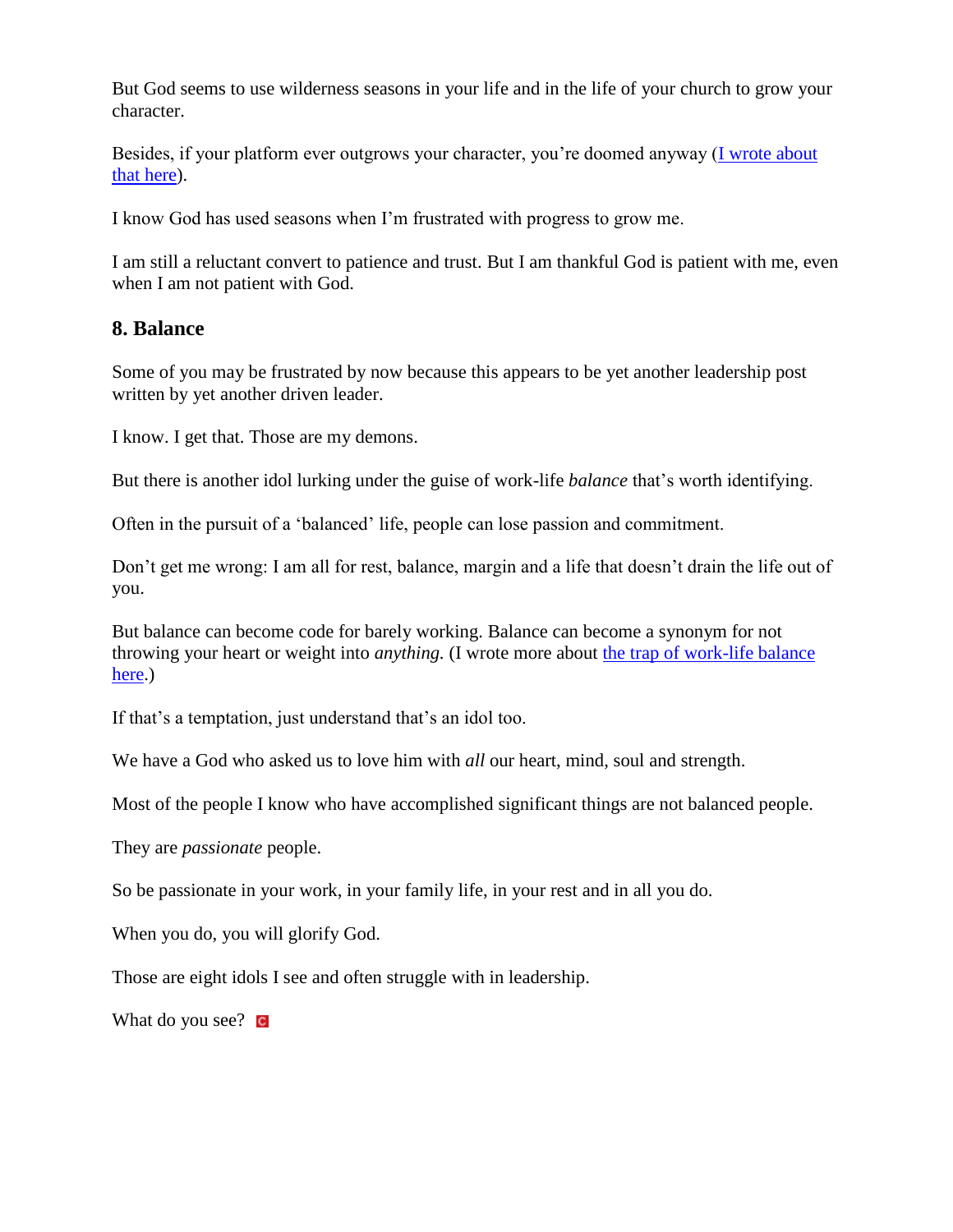But God seems to use wilderness seasons in your life and in the life of your church to grow your character.

Besides, if your platform ever outgrows your character, you're doomed anyway (I wrote about that here).

I know God has used seasons when I'm frustrated with progress to grow me.

I am still a reluctant convert to patience and trust. But I am thankful God is patient with me, even when I am not patient with God.

## 8. Balance

Some of you may be frustrated by now because this appears to be yet another leadership post written by yet another driven leader.

I know. I get that. Those are my demons.

But there is another idol lurking under the guise of work-life *balance* that's worth identifying.

Often in the pursuit of a 'balanced' life, people can lose passion and commitment.

Don't get me wrong: I am all for rest, balance, margin and a life that doesn't drain the life out of you.

But balance can become code for barely working. Balance can become a synonym for not throwing your heart or weight into *anything.* (I wrote more about the trap of work-life balance here.)

If that's a temptation, just understand that's an idol too.

We have a God who asked us to love him with *all* our heart, mind, soul and strength.

Most of the people I know who have accomplished significant things are not balanced people.

They are *passionate* people.

So be passionate in your work, in your family life, in your rest and in all you do.

When you do, you will glorify God.

Those are eight idols I see and often struggle with in leadership.

What do you see?